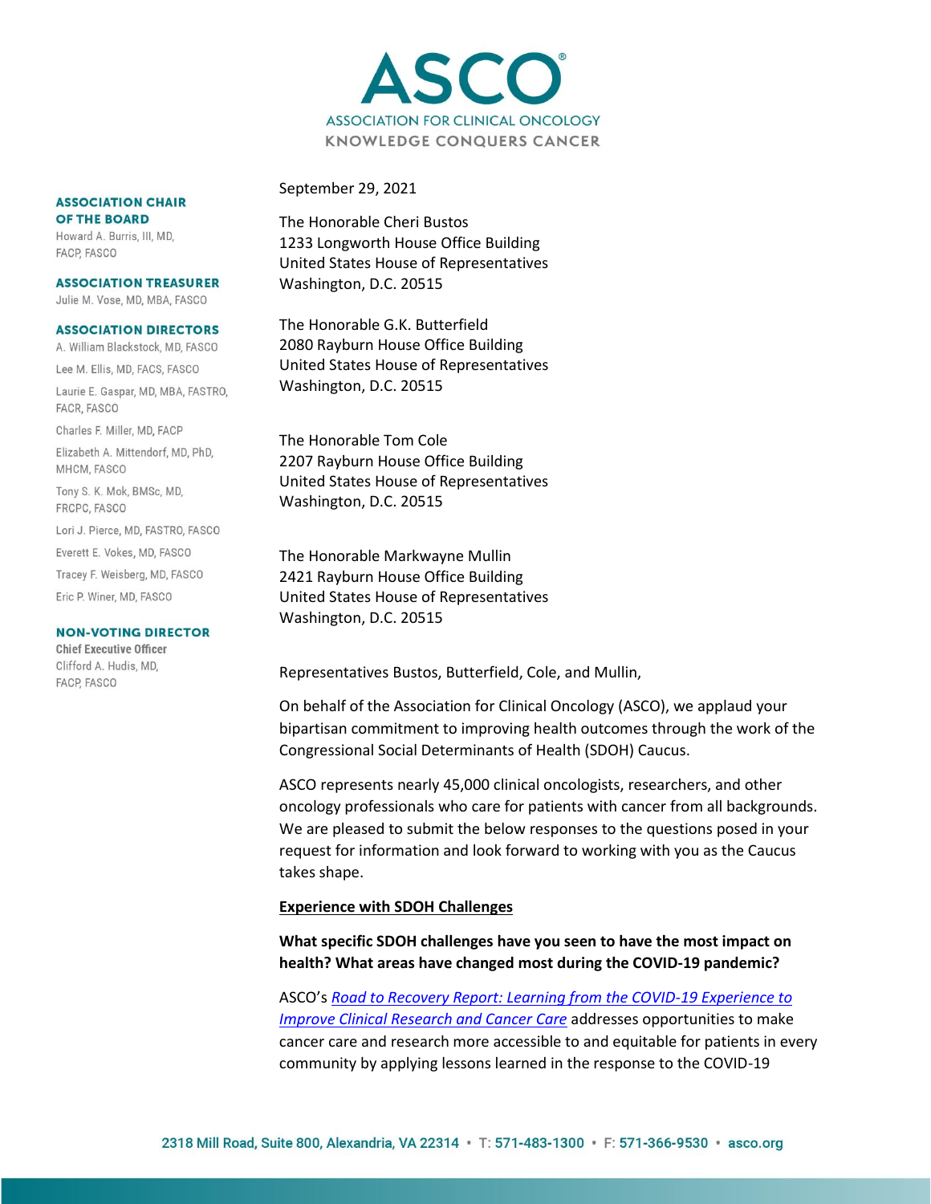# ASCO

ASSOCIATION FOR CLINICAL ONCOLOGY
KNOWLEDGE CONQUERS CANCER

**ASSOCIATION CHAIR OF THE BOARD**
Howard A. Burris, III, MD, FACP, FASCO

**ASSOCIATION TREASURER**
Julie M. Vose, MD, MBA, FASCO

**ASSOCIATION DIRECTORS**
A. William Blackstock, MD, FASCO
Lee M. Ellis, MD, FACS, FASCO
Laurie E. Gaspar, MD, MBA, FASTRO, FACR, FASCO
Charles F. Miller, MD, FACP
Elizabeth A. Mittendorf, MD, PhD, MHCM, FASCO
Tony S. K. Mok, BMSc, MD, FRCPC, FASCO
Lori J. Pierce, MD, FASTRO, FASCO
Everett E. Vokes, MD, FASCO
Tracey F. Weisberg, MD, FASCO
Eric P. Winer, MD, FASCO

**NON-VOTING DIRECTOR**
**Chief Executive Officer**
Clifford A. Hudis, MD, FACP, FASCO

September 29, 2021

The Honorable Cheri Bustos
1233 Longworth House Office Building
United States House of Representatives
Washington, D.C. 20515

The Honorable G.K. Butterfield
2080 Rayburn House Office Building
United States House of Representatives
Washington, D.C. 20515

The Honorable Tom Cole
2207 Rayburn House Office Building
United States House of Representatives
Washington, D.C. 20515

The Honorable Markwayne Mullin
2421 Rayburn House Office Building
United States House of Representatives
Washington, D.C. 20515

Representatives Bustos, Butterfield, Cole, and Mullin,

On behalf of the Association for Clinical Oncology (ASCO), we applaud your bipartisan commitment to improving health outcomes through the work of the Congressional Social Determinants of Health (SDOH) Caucus.

ASCO represents nearly 45,000 clinical oncologists, researchers, and other oncology professionals who care for patients with cancer from all backgrounds. We are pleased to submit the below responses to the questions posed in your request for information and look forward to working with you as the Caucus takes shape.

## Experience with SDOH Challenges

**What specific SDOH challenges have you seen to have the most impact on health? What areas have changed most during the COVID-19 pandemic?**

ASCO's *Road to Recovery Report: Learning from the COVID-19 Experience to Improve Clinical Research and Cancer Care* addresses opportunities to make cancer care and research more accessible to and equitable for patients in every community by applying lessons learned in the response to the COVID-19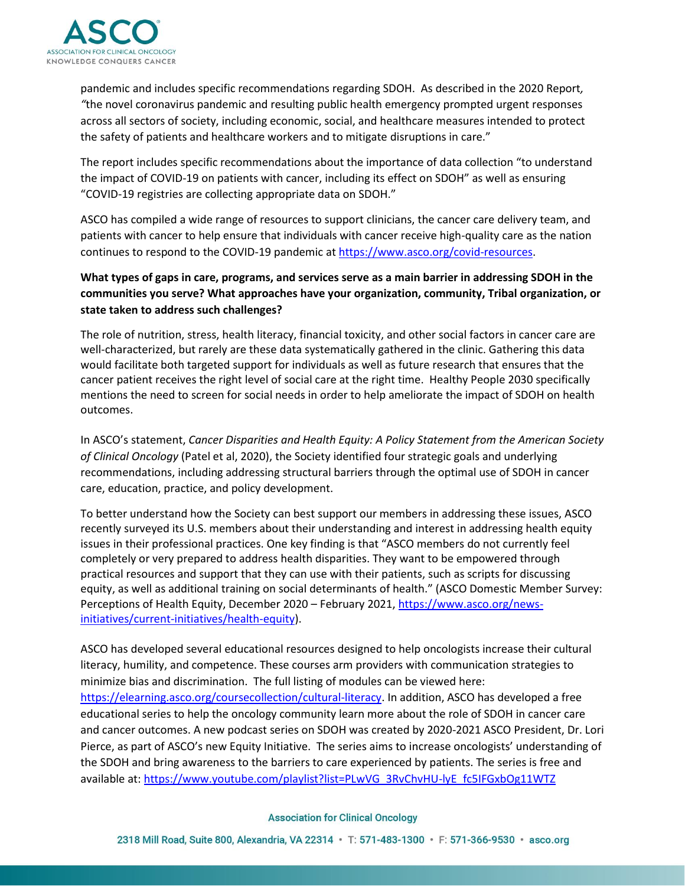pandemic and includes specific recommendations regarding SDOH. As described in the 2020 Report*, "*the novel coronavirus pandemic and resulting public health emergency prompted urgent responses across all sectors of society, including economic, social, and healthcare measures intended to protect the safety of patients and healthcare workers and to mitigate disruptions in care."

The report includes specific recommendations about the importance of data collection "to understand the impact of COVID-19 on patients with cancer, including its effect on SDOH" as well as ensuring "COVID-19 registries are collecting appropriate data on SDOH."

ASCO has compiled a wide range of resources to support clinicians, the cancer care delivery team, and patients with cancer to help ensure that individuals with cancer receive high-quality care as the nation continues to respond to the COVID-19 pandemic at [https://www.asco.org/covid-resources](https://www.asco.org/covid-resources).

**What types of gaps in care, programs, and services serve as a main barrier in addressing SDOH in the communities you serve? What approaches have your organization, community, Tribal organization, or state taken to address such challenges?**

The role of nutrition, stress, health literacy, financial toxicity, and other social factors in cancer care are well-characterized, but rarely are these data systematically gathered in the clinic. Gathering this data would facilitate both targeted support for individuals as well as future research that ensures that the cancer patient receives the right level of social care at the right time. Healthy People 2030 specifically mentions the need to screen for social needs in order to help ameliorate the impact of SDOH on health outcomes.

In ASCO's statement, *Cancer Disparities and Health Equity: A Policy Statement from the American Society of Clinical Oncology* (Patel et al, 2020), the Society identified four strategic goals and underlying recommendations, including addressing structural barriers through the optimal use of SDOH in cancer care, education, practice, and policy development.

To better understand how the Society can best support our members in addressing these issues, ASCO recently surveyed its U.S. members about their understanding and interest in addressing health equity issues in their professional practices. One key finding is that "ASCO members do not currently feel completely or very prepared to address health disparities. They want to be empowered through practical resources and support that they can use with their patients, such as scripts for discussing equity, as well as additional training on social determinants of health." (ASCO Domestic Member Survey: Perceptions of Health Equity, December 2020 – February 2021, [https://www.asco.org/news-initiatives/current-initiatives/health-equity](https://www.asco.org/news-initiatives/current-initiatives/health-equity)).

ASCO has developed several educational resources designed to help oncologists increase their cultural literacy, humility, and competence. These courses arm providers with communication strategies to minimize bias and discrimination. The full listing of modules can be viewed here: [https://elearning.asco.org/coursecollection/cultural-literacy](https://elearning.asco.org/coursecollection/cultural-literacy). In addition, ASCO has developed a free educational series to help the oncology community learn more about the role of SDOH in cancer care and cancer outcomes. A new podcast series on SDOH was created by 2020-2021 ASCO President, Dr. Lori Pierce, as part of ASCO's new Equity Initiative. The series aims to increase oncologists' understanding of the SDOH and bring awareness to the barriers to care experienced by patients. The series is free and available at: [https://www.youtube.com/playlist?list=PLwVG_3RvChvHU-lyE_fc5IFGxbOg11WTZ](https://www.youtube.com/playlist?list=PLwVG_3RvChvHU-lyE_fc5IFGxbOg11WTZ)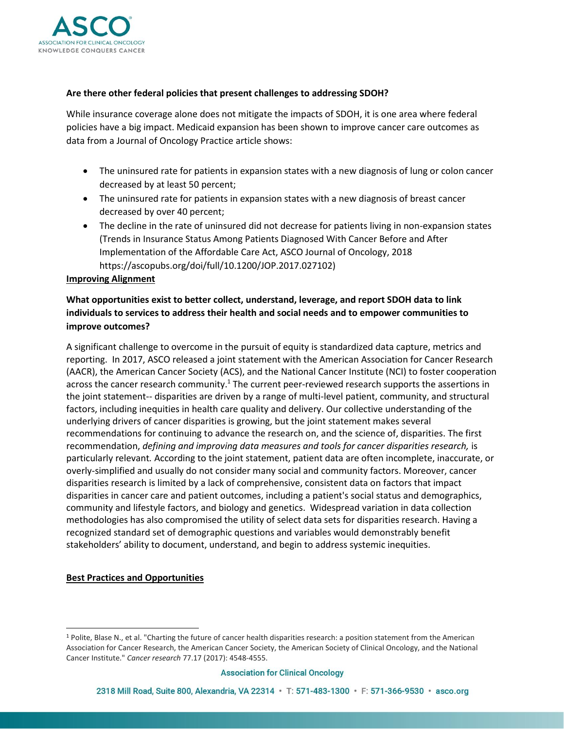**Are there other federal policies that present challenges to addressing SDOH?**

While insurance coverage alone does not mitigate the impacts of SDOH, it is one area where federal policies have a big impact. Medicaid expansion has been shown to improve cancer care outcomes as data from a Journal of Oncology Practice article shows:

- The uninsured rate for patients in expansion states with a new diagnosis of lung or colon cancer decreased by at least 50 percent;
- The uninsured rate for patients in expansion states with a new diagnosis of breast cancer decreased by over 40 percent;
- The decline in the rate of uninsured did not decrease for patients living in non-expansion states (Trends in Insurance Status Among Patients Diagnosed With Cancer Before and After Implementation of the Affordable Care Act, ASCO Journal of Oncology, 2018 https://ascopubs.org/doi/full/10.1200/JOP.2017.027102)

**Improving Alignment**

**What opportunities exist to better collect, understand, leverage, and report SDOH data to link individuals to services to address their health and social needs and to empower communities to improve outcomes?**

A significant challenge to overcome in the pursuit of equity is standardized data capture, metrics and reporting. In 2017, ASCO released a joint statement with the American Association for Cancer Research (AACR), the American Cancer Society (ACS), and the National Cancer Institute (NCI) to foster cooperation across the cancer research community.[1] The current peer-reviewed research supports the assertions in the joint statement-- disparities are driven by a range of multi-level patient, community, and structural factors, including inequities in health care quality and delivery. Our collective understanding of the underlying drivers of cancer disparities is growing, but the joint statement makes several recommendations for continuing to advance the research on, and the science of, disparities. The first recommendation, *defining and improving data measures and tools for cancer disparities research,* is particularly relevant. According to the joint statement, patient data are often incomplete, inaccurate, or overly-simplified and usually do not consider many social and community factors. Moreover, cancer disparities research is limited by a lack of comprehensive, consistent data on factors that impact disparities in cancer care and patient outcomes, including a patient's social status and demographics, community and lifestyle factors, and biology and genetics. Widespread variation in data collection methodologies has also compromised the utility of select data sets for disparities research. Having a recognized standard set of demographic questions and variables would demonstrably benefit stakeholders' ability to document, understand, and begin to address systemic inequities.

**Best Practices and Opportunities**

[1] Polite, Blase N., et al. "Charting the future of cancer health disparities research: a position statement from the American Association for Cancer Research, the American Cancer Society, the American Society of Clinical Oncology, and the National Cancer Institute." *Cancer research* 77.17 (2017): 4548-4555.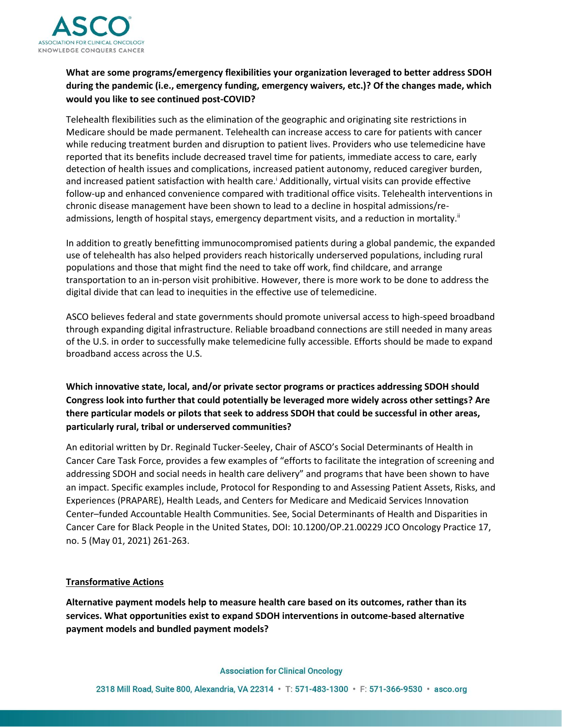**What are some programs/emergency flexibilities your organization leveraged to better address SDOH during the pandemic (i.e., emergency funding, emergency waivers, etc.)? Of the changes made, which would you like to see continued post-COVID?**

Telehealth flexibilities such as the elimination of the geographic and originating site restrictions in Medicare should be made permanent. Telehealth can increase access to care for patients with cancer while reducing treatment burden and disruption to patient lives. Providers who use telemedicine have reported that its benefits include decreased travel time for patients, immediate access to care, early detection of health issues and complications, increased patient autonomy, reduced caregiver burden, and increased patient satisfaction with health care.[i] Additionally, virtual visits can provide effective follow-up and enhanced convenience compared with traditional office visits. Telehealth interventions in chronic disease management have been shown to lead to a decline in hospital admissions/re-admissions, length of hospital stays, emergency department visits, and a reduction in mortality.[ii]

In addition to greatly benefitting immunocompromised patients during a global pandemic, the expanded use of telehealth has also helped providers reach historically underserved populations, including rural populations and those that might find the need to take off work, find childcare, and arrange transportation to an in-person visit prohibitive. However, there is more work to be done to address the digital divide that can lead to inequities in the effective use of telemedicine.

ASCO believes federal and state governments should promote universal access to high-speed broadband through expanding digital infrastructure. Reliable broadband connections are still needed in many areas of the U.S. in order to successfully make telemedicine fully accessible. Efforts should be made to expand broadband access across the U.S.

**Which innovative state, local, and/or private sector programs or practices addressing SDOH should Congress look into further that could potentially be leveraged more widely across other settings? Are there particular models or pilots that seek to address SDOH that could be successful in other areas, particularly rural, tribal or underserved communities?**

An editorial written by Dr. Reginald Tucker-Seeley, Chair of ASCO's Social Determinants of Health in Cancer Care Task Force, provides a few examples of "efforts to facilitate the integration of screening and addressing SDOH and social needs in health care delivery" and programs that have been shown to have an impact. Specific examples include, Protocol for Responding to and Assessing Patient Assets, Risks, and Experiences (PRAPARE), Health Leads, and Centers for Medicare and Medicaid Services Innovation Center–funded Accountable Health Communities. See, Social Determinants of Health and Disparities in Cancer Care for Black People in the United States, DOI: 10.1200/OP.21.00229 JCO Oncology Practice 17, no. 5 (May 01, 2021) 261-263.

## Transformative Actions

**Alternative payment models help to measure health care based on its outcomes, rather than its services. What opportunities exist to expand SDOH interventions in outcome-based alternative payment models and bundled payment models?**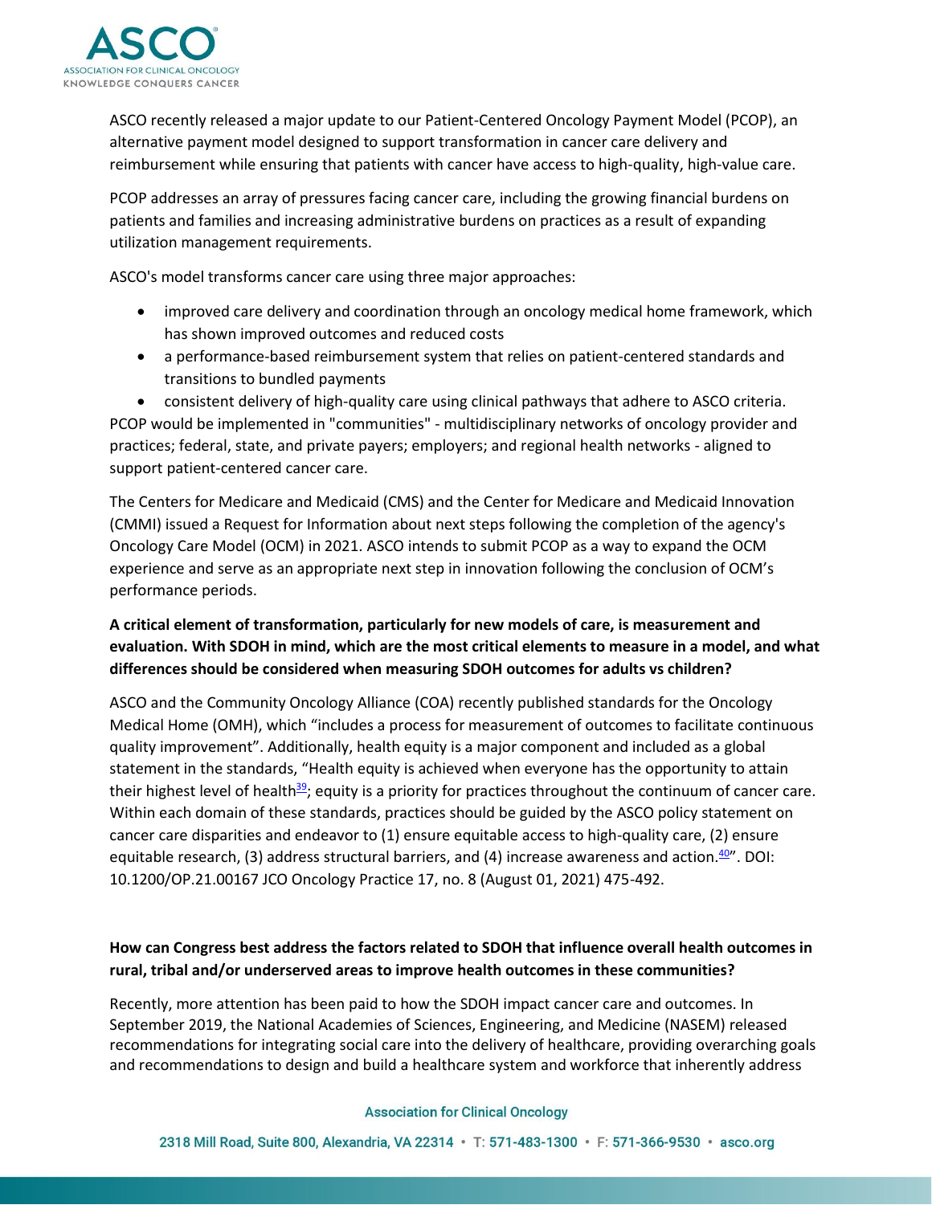ASCO recently released a major update to our Patient-Centered Oncology Payment Model (PCOP), an alternative payment model designed to support transformation in cancer care delivery and reimbursement while ensuring that patients with cancer have access to high-quality, high-value care.

PCOP addresses an array of pressures facing cancer care, including the growing financial burdens on patients and families and increasing administrative burdens on practices as a result of expanding utilization management requirements.

ASCO's model transforms cancer care using three major approaches:

- improved care delivery and coordination through an oncology medical home framework, which has shown improved outcomes and reduced costs
- a performance-based reimbursement system that relies on patient-centered standards and transitions to bundled payments
- consistent delivery of high-quality care using clinical pathways that adhere to ASCO criteria.

PCOP would be implemented in "communities" - multidisciplinary networks of oncology provider and practices; federal, state, and private payers; employers; and regional health networks - aligned to support patient-centered cancer care.

The Centers for Medicare and Medicaid (CMS) and the Center for Medicare and Medicaid Innovation (CMMI) issued a Request for Information about next steps following the completion of the agency's Oncology Care Model (OCM) in 2021. ASCO intends to submit PCOP as a way to expand the OCM experience and serve as an appropriate next step in innovation following the conclusion of OCM's performance periods.

**A critical element of transformation, particularly for new models of care, is measurement and evaluation. With SDOH in mind, which are the most critical elements to measure in a model, and what differences should be considered when measuring SDOH outcomes for adults vs children?**

ASCO and the Community Oncology Alliance (COA) recently published standards for the Oncology Medical Home (OMH), which "includes a process for measurement of outcomes to facilitate continuous quality improvement". Additionally, health equity is a major component and included as a global statement in the standards, "Health equity is achieved when everyone has the opportunity to attain their highest level of health[39]; equity is a priority for practices throughout the continuum of cancer care. Within each domain of these standards, practices should be guided by the ASCO policy statement on cancer care disparities and endeavor to (1) ensure equitable access to high-quality care, (2) ensure equitable research, (3) address structural barriers, and (4) increase awareness and action.[40]". DOI: 10.1200/OP.21.00167 JCO Oncology Practice 17, no. 8 (August 01, 2021) 475-492.

**How can Congress best address the factors related to SDOH that influence overall health outcomes in rural, tribal and/or underserved areas to improve health outcomes in these communities?**

Recently, more attention has been paid to how the SDOH impact cancer care and outcomes. In September 2019, the National Academies of Sciences, Engineering, and Medicine (NASEM) released recommendations for integrating social care into the delivery of healthcare, providing overarching goals and recommendations to design and build a healthcare system and workforce that inherently address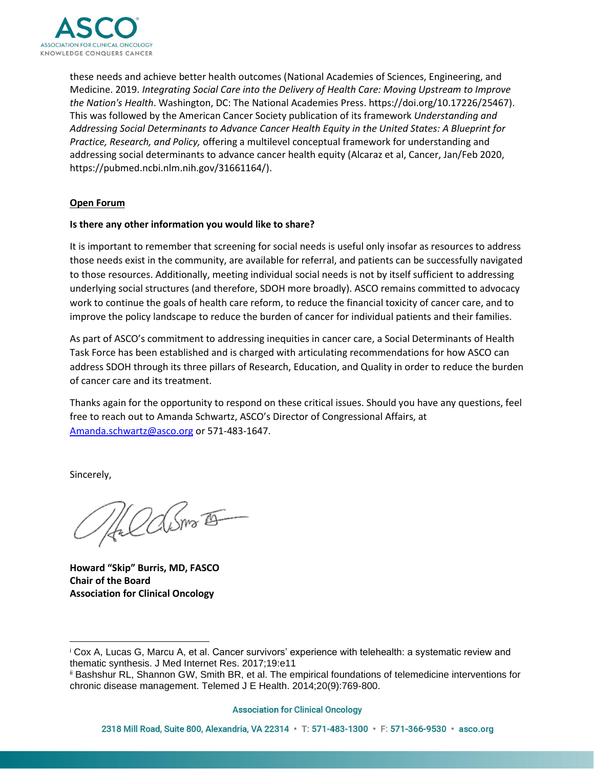these needs and achieve better health outcomes (National Academies of Sciences, Engineering, and Medicine. 2019. *Integrating Social Care into the Delivery of Health Care: Moving Upstream to Improve the Nation's Health*. Washington, DC: The National Academies Press. https://doi.org/10.17226/25467). This was followed by the American Cancer Society publication of its framework *Understanding and Addressing Social Determinants to Advance Cancer Health Equity in the United States: A Blueprint for Practice, Research, and Policy,* offering a multilevel conceptual framework for understanding and addressing social determinants to advance cancer health equity (Alcaraz et al, Cancer, Jan/Feb 2020, https://pubmed.ncbi.nlm.nih.gov/31661164/).

**Open Forum**

**Is there any other information you would like to share?**

It is important to remember that screening for social needs is useful only insofar as resources to address those needs exist in the community, are available for referral, and patients can be successfully navigated to those resources. Additionally, meeting individual social needs is not by itself sufficient to addressing underlying social structures (and therefore, SDOH more broadly). ASCO remains committed to advocacy work to continue the goals of health care reform, to reduce the financial toxicity of cancer care, and to improve the policy landscape to reduce the burden of cancer for individual patients and their families.

As part of ASCO's commitment to addressing inequities in cancer care, a Social Determinants of Health Task Force has been established and is charged with articulating recommendations for how ASCO can address SDOH through its three pillars of Research, Education, and Quality in order to reduce the burden of cancer care and its treatment.

Thanks again for the opportunity to respond on these critical issues. Should you have any questions, feel free to reach out to Amanda Schwartz, ASCO's Director of Congressional Affairs, at Amanda.schwartz@asco.org or 571-483-1647.

Sincerely,

**Howard "Skip" Burris, MD, FASCO**
**Chair of the Board**
**Association for Clinical Oncology**

---

[i] Cox A, Lucas G, Marcu A, et al. Cancer survivors' experience with telehealth: a systematic review and thematic synthesis. J Med Internet Res. 2017;19:e11

[ii] Bashshur RL, Shannon GW, Smith BR, et al. The empirical foundations of telemedicine interventions for chronic disease management. Telemed J E Health. 2014;20(9):769-800.